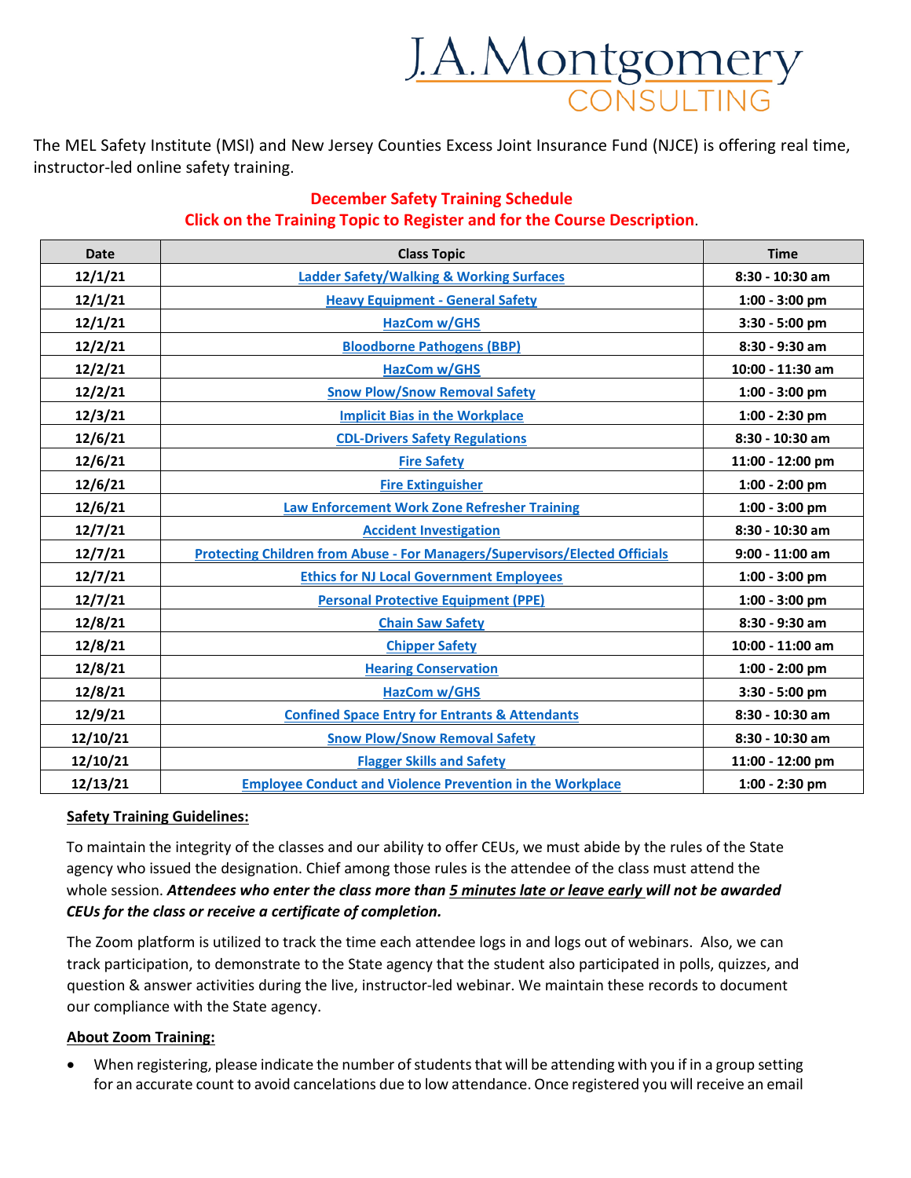J.A. Montgomery CONSULTING

The MEL Safety Institute (MSI) and New Jersey Counties Excess Joint Insurance Fund (NJCE) is offering real time, instructor-led online safety training.

**December Safety Training Schedule**
**Click on the Training Topic to Register and for the Course Description.**

| Date | Class Topic | Time |
|---|---|---|
| 12/1/21 | Ladder Safety/Walking & Working Surfaces | 8:30 - 10:30 am |
| 12/1/21 | Heavy Equipment - General Safety | 1:00 - 3:00 pm |
| 12/1/21 | HazCom w/GHS | 3:30 - 5:00 pm |
| 12/2/21 | Bloodborne Pathogens (BBP) | 8:30 - 9:30 am |
| 12/2/21 | HazCom w/GHS | 10:00 - 11:30 am |
| 12/2/21 | Snow Plow/Snow Removal Safety | 1:00 - 3:00 pm |
| 12/3/21 | Implicit Bias in the Workplace | 1:00 - 2:30 pm |
| 12/6/21 | CDL-Drivers Safety Regulations | 8:30 - 10:30 am |
| 12/6/21 | Fire Safety | 11:00 - 12:00 pm |
| 12/6/21 | Fire Extinguisher | 1:00 - 2:00 pm |
| 12/6/21 | Law Enforcement Work Zone Refresher Training | 1:00 - 3:00 pm |
| 12/7/21 | Accident Investigation | 8:30 - 10:30 am |
| 12/7/21 | Protecting Children from Abuse - For Managers/Supervisors/Elected Officials | 9:00 - 11:00 am |
| 12/7/21 | Ethics for NJ Local Government Employees | 1:00 - 3:00 pm |
| 12/7/21 | Personal Protective Equipment (PPE) | 1:00 - 3:00 pm |
| 12/8/21 | Chain Saw Safety | 8:30 - 9:30 am |
| 12/8/21 | Chipper Safety | 10:00 - 11:00 am |
| 12/8/21 | Hearing Conservation | 1:00 - 2:00 pm |
| 12/8/21 | HazCom w/GHS | 3:30 - 5:00 pm |
| 12/9/21 | Confined Space Entry for Entrants & Attendants | 8:30 - 10:30 am |
| 12/10/21 | Snow Plow/Snow Removal Safety | 8:30 - 10:30 am |
| 12/10/21 | Flagger Skills and Safety | 11:00 - 12:00 pm |
| 12/13/21 | Employee Conduct and Violence Prevention in the Workplace | 1:00 - 2:30 pm |

**Safety Training Guidelines:**

To maintain the integrity of the classes and our ability to offer CEUs, we must abide by the rules of the State agency who issued the designation. Chief among those rules is the attendee of the class must attend the whole session. ***Attendees who enter the class more than 5 minutes late or leave early will not be awarded CEUs for the class or receive a certificate of completion.***

The Zoom platform is utilized to track the time each attendee logs in and logs out of webinars. Also, we can track participation, to demonstrate to the State agency that the student also participated in polls, quizzes, and question & answer activities during the live, instructor-led webinar. We maintain these records to document our compliance with the State agency.

**About Zoom Training:**

- When registering, please indicate the number of students that will be attending with you if in a group setting for an accurate count to avoid cancelations due to low attendance. Once registered you will receive an email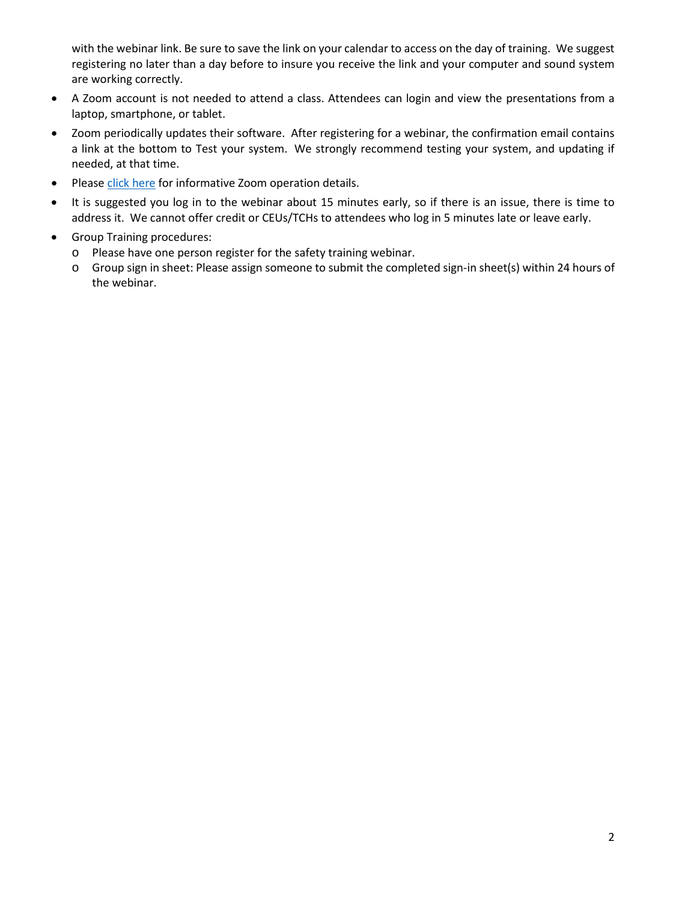with the webinar link. Be sure to save the link on your calendar to access on the day of training. We suggest registering no later than a day before to insure you receive the link and your computer and sound system are working correctly.

- A Zoom account is not needed to attend a class. Attendees can login and view the presentations from a laptop, smartphone, or tablet.
- Zoom periodically updates their software. After registering for a webinar, the confirmation email contains a link at the bottom to Test your system. We strongly recommend testing your system, and updating if needed, at that time.
- Please click here for informative Zoom operation details.
- It is suggested you log in to the webinar about 15 minutes early, so if there is an issue, there is time to address it. We cannot offer credit or CEUs/TCHs to attendees who log in 5 minutes late or leave early.
- Group Training procedures:
  - Please have one person register for the safety training webinar.
  - Group sign in sheet: Please assign someone to submit the completed sign-in sheet(s) within 24 hours of the webinar.